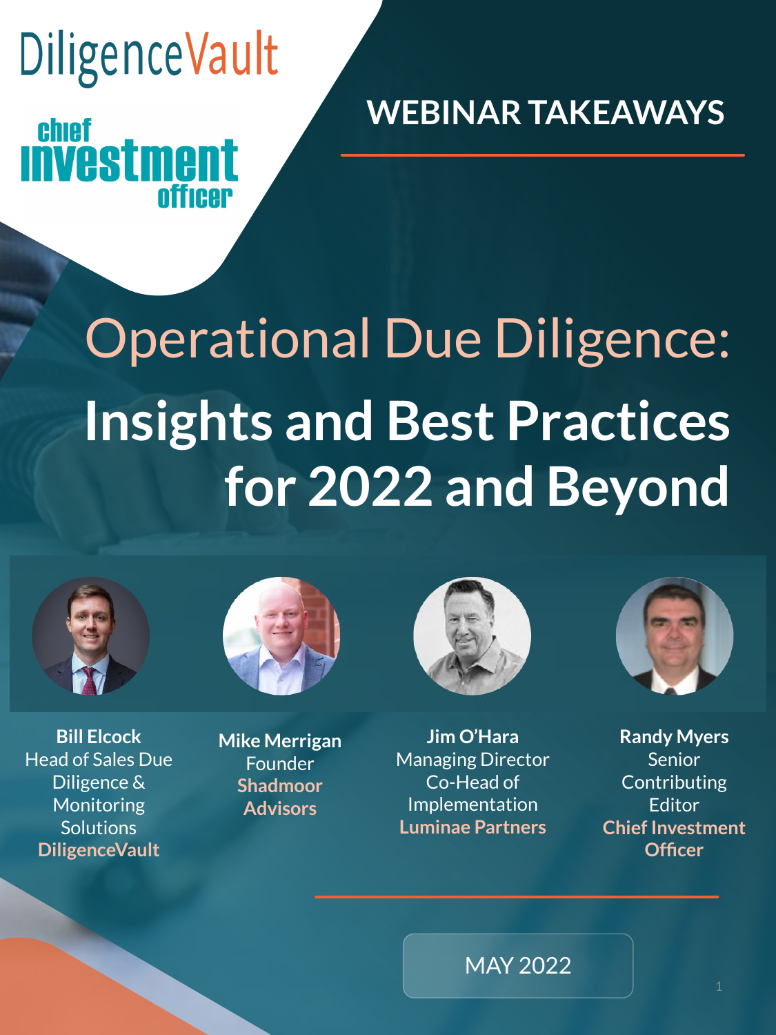DiligenceVault

chief investment officer

WEBINAR TAKEAWAYS

# Operational Due Diligence: Insights and Best Practices for 2022 and Beyond

**Bill Elcock**
Head of Sales Due Diligence & Monitoring Solutions
**DiligenceVault**

**Mike Merrigan**
Founder
**Shadmoor Advisors**

**Jim O'Hara**
Managing Director
Co-Head of Implementation
**Luminae Partners**

**Randy Myers**
Senior Contributing Editor
**Chief Investment Officer**

MAY 2022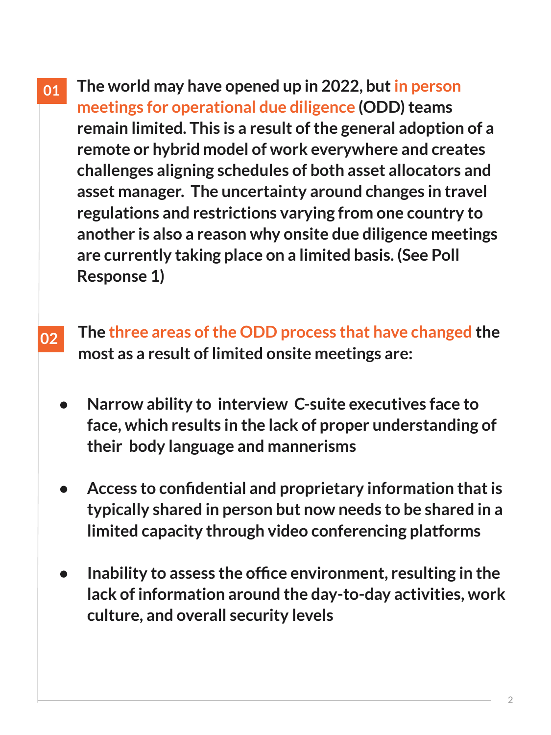**01** **The world may have opened up in 2022, but in person meetings for operational due diligence (ODD) teams remain limited. This is a result of the general adoption of a remote or hybrid model of work everywhere and creates challenges aligning schedules of both asset allocators and asset manager. The uncertainty around changes in travel regulations and restrictions varying from one country to another is also a reason why onsite due diligence meetings are currently taking place on a limited basis. (See Poll Response 1)**

**02** **The three areas of the ODD process that have changed the most as a result of limited onsite meetings are:**

- **Narrow ability to interview C-suite executives face to face, which results in the lack of proper understanding of their body language and mannerisms**
- **Access to confidential and proprietary information that is typically shared in person but now needs to be shared in a limited capacity through video conferencing platforms**
- **Inability to assess the office environment, resulting in the lack of information around the day-to-day activities, work culture, and overall security levels**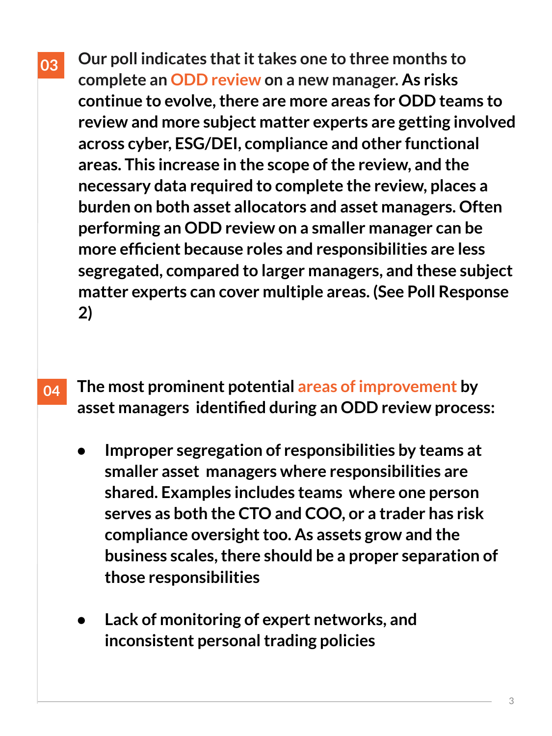**03** **Our poll indicates that it takes one to three months to complete an ODD review on a new manager. As risks continue to evolve, there are more areas for ODD teams to review and more subject matter experts are getting involved across cyber, ESG/DEI, compliance and other functional areas. This increase in the scope of the review, and the necessary data required to complete the review, places a burden on both asset allocators and asset managers. Often performing an ODD review on a smaller manager can be more efficient because roles and responsibilities are less segregated, compared to larger managers, and these subject matter experts can cover multiple areas. (See Poll Response 2)**

**04** **The most prominent potential areas of improvement by asset managers identified during an ODD review process:**

- **Improper segregation of responsibilities by teams at smaller asset managers where responsibilities are shared. Examples includes teams where one person serves as both the CTO and COO, or a trader has risk compliance oversight too. As assets grow and the business scales, there should be a proper separation of those responsibilities**

- **Lack of monitoring of expert networks, and inconsistent personal trading policies**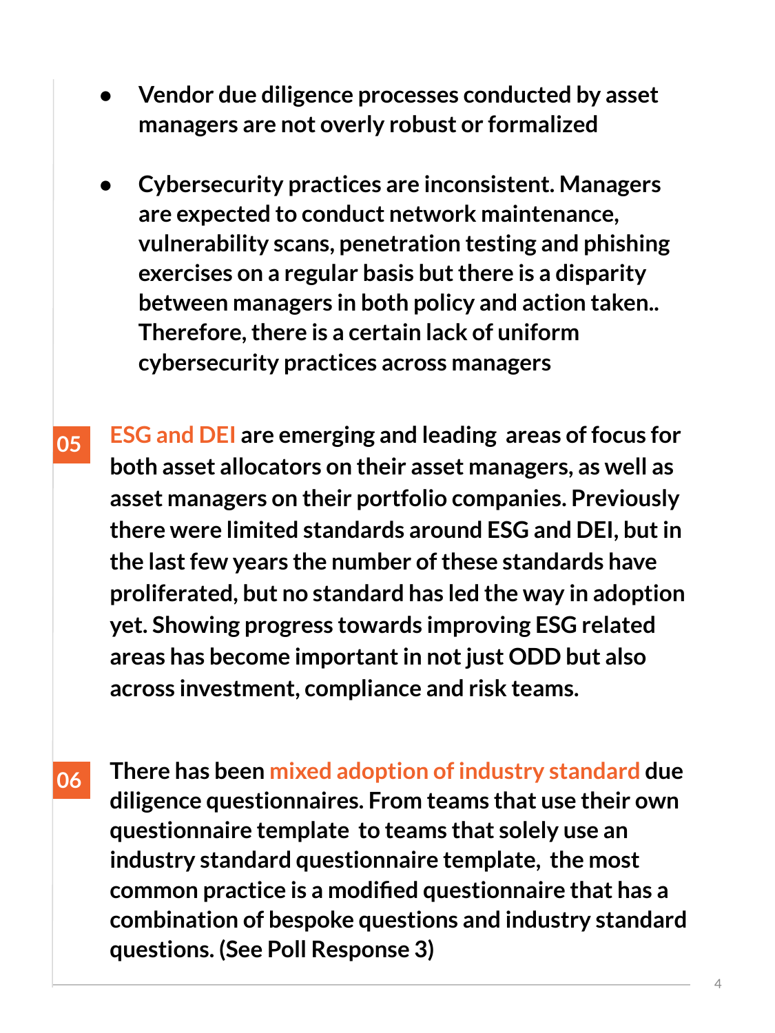- **Vendor due diligence processes conducted by asset managers are not overly robust or formalized**

- **Cybersecurity practices are inconsistent. Managers are expected to conduct network maintenance, vulnerability scans, penetration testing and phishing exercises on a regular basis but there is a disparity between managers in both policy and action taken.. Therefore, there is a certain lack of uniform cybersecurity practices across managers**

**05** **ESG and DEI are emerging and leading areas of focus for both asset allocators on their asset managers, as well as asset managers on their portfolio companies. Previously there were limited standards around ESG and DEI, but in the last few years the number of these standards have proliferated, but no standard has led the way in adoption yet. Showing progress towards improving ESG related areas has become important in not just ODD but also across investment, compliance and risk teams.**

**06** **There has been mixed adoption of industry standard due diligence questionnaires. From teams that use their own questionnaire template to teams that solely use an industry standard questionnaire template, the most common practice is a modified questionnaire that has a combination of bespoke questions and industry standard questions. (See Poll Response 3)**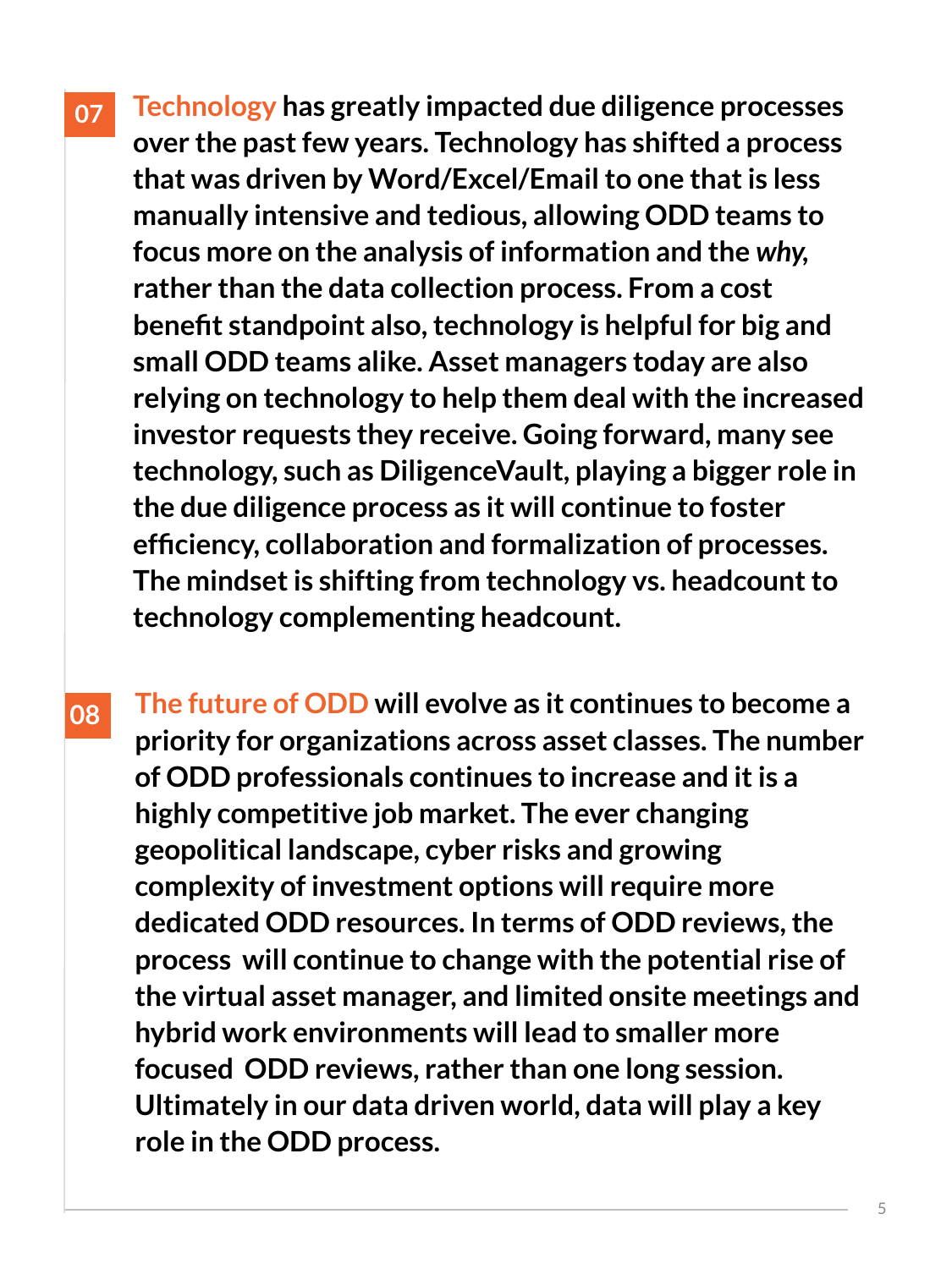**07** **Technology has greatly impacted due diligence processes over the past few years. Technology has shifted a process that was driven by Word/Excel/Email to one that is less manually intensive and tedious, allowing ODD teams to focus more on the analysis of information and the *why*, rather than the data collection process. From a cost benefit standpoint also, technology is helpful for big and small ODD teams alike. Asset managers today are also relying on technology to help them deal with the increased investor requests they receive. Going forward, many see technology, such as DiligenceVault, playing a bigger role in the due diligence process as it will continue to foster efficiency, collaboration and formalization of processes. The mindset is shifting from technology vs. headcount to technology complementing headcount.**

**08** **The future of ODD will evolve as it continues to become a priority for organizations across asset classes. The number of ODD professionals continues to increase and it is a highly competitive job market. The ever changing geopolitical landscape, cyber risks and growing complexity of investment options will require more dedicated ODD resources. In terms of ODD reviews, the process will continue to change with the potential rise of the virtual asset manager, and limited onsite meetings and hybrid work environments will lead to smaller more focused ODD reviews, rather than one long session. Ultimately in our data driven world, data will play a key role in the ODD process.**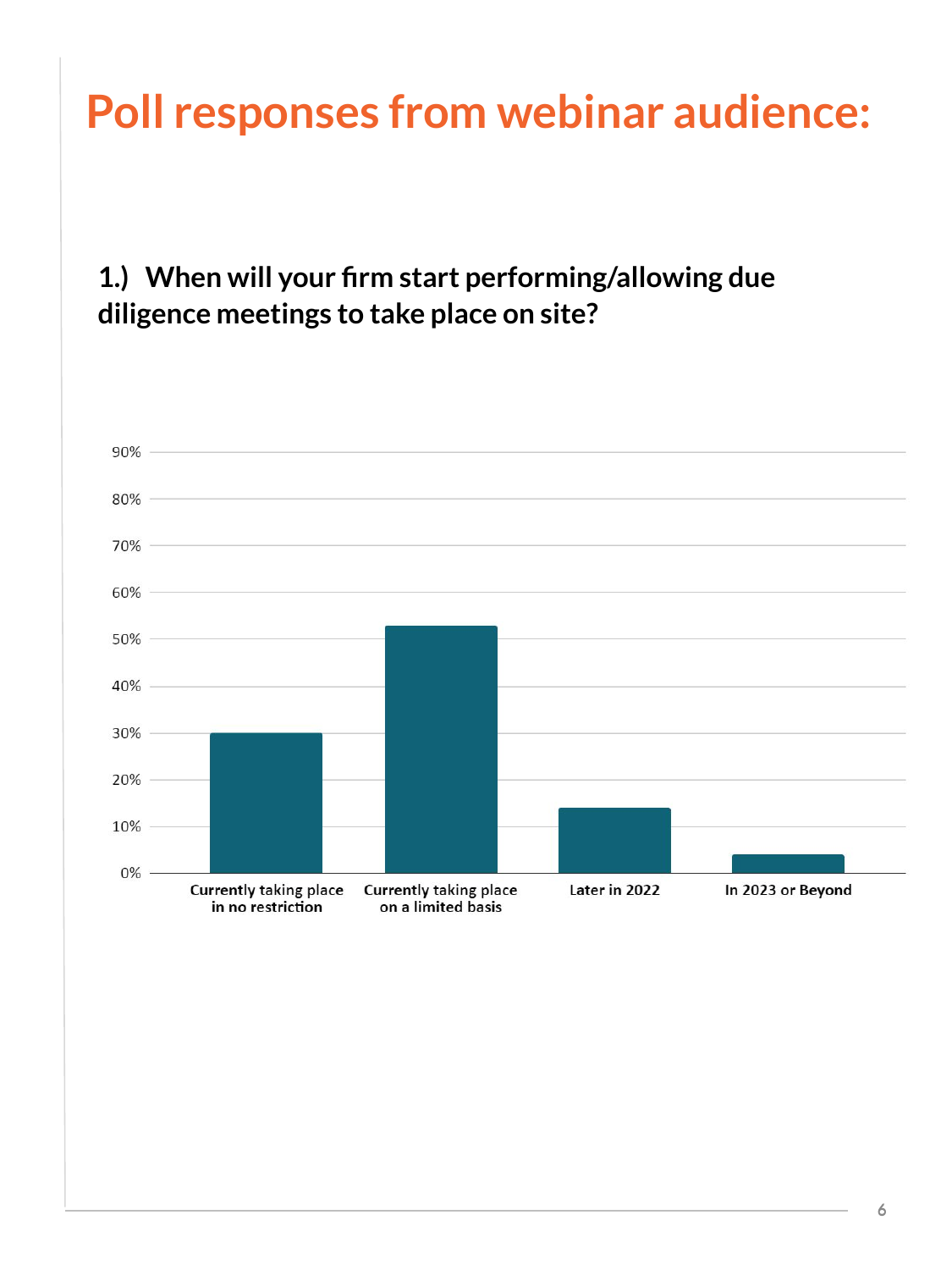# Poll responses from webinar audience:

## 1.) When will your firm start performing/allowing due diligence meetings to take place on site?

| Response | Percentage |
| --- | --- |
| Currently taking place in no restriction | 30% |
| Currently taking place on a limited basis | 53% |
| Later in 2022 | 14% |
| In 2023 or Beyond | 4% |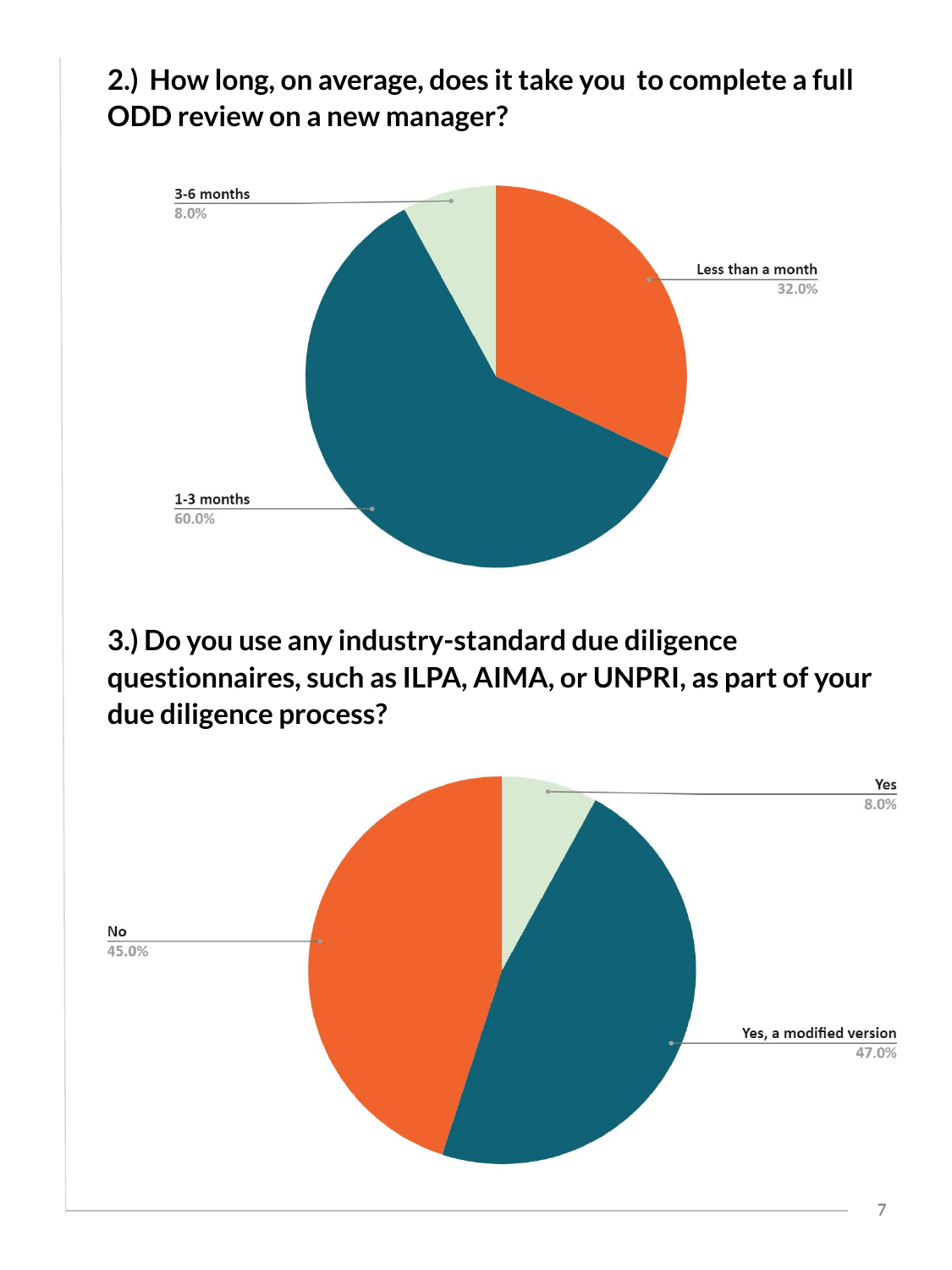## 2.) How long, on average, does it take you to complete a full ODD review on a new manager?

3-6 months
8.0%

Less than a month
32.0%

1-3 months
60.0%

## 3.) Do you use any industry-standard due diligence questionnaires, such as ILPA, AIMA, or UNPRI, as part of your due diligence process?

Yes
8.0%

No
45.0%

Yes, a modified version
47.0%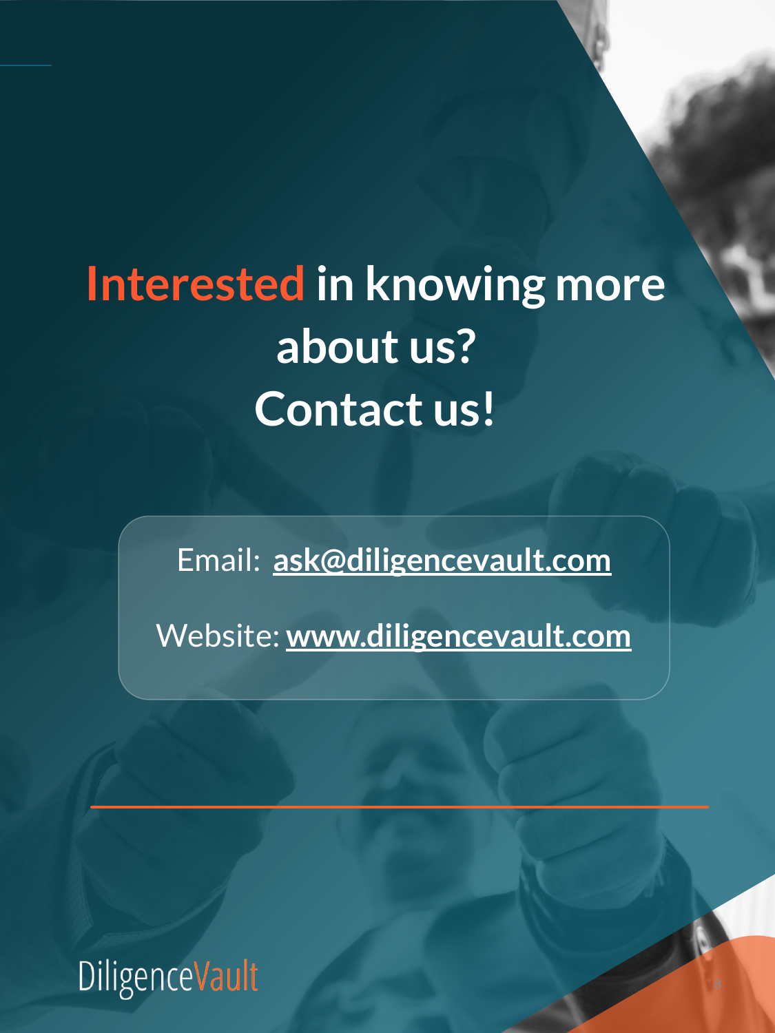# Interested in knowing more about us? Contact us!

Email: ask@diligencevault.com

Website: www.diligencevault.com

DiligenceVault